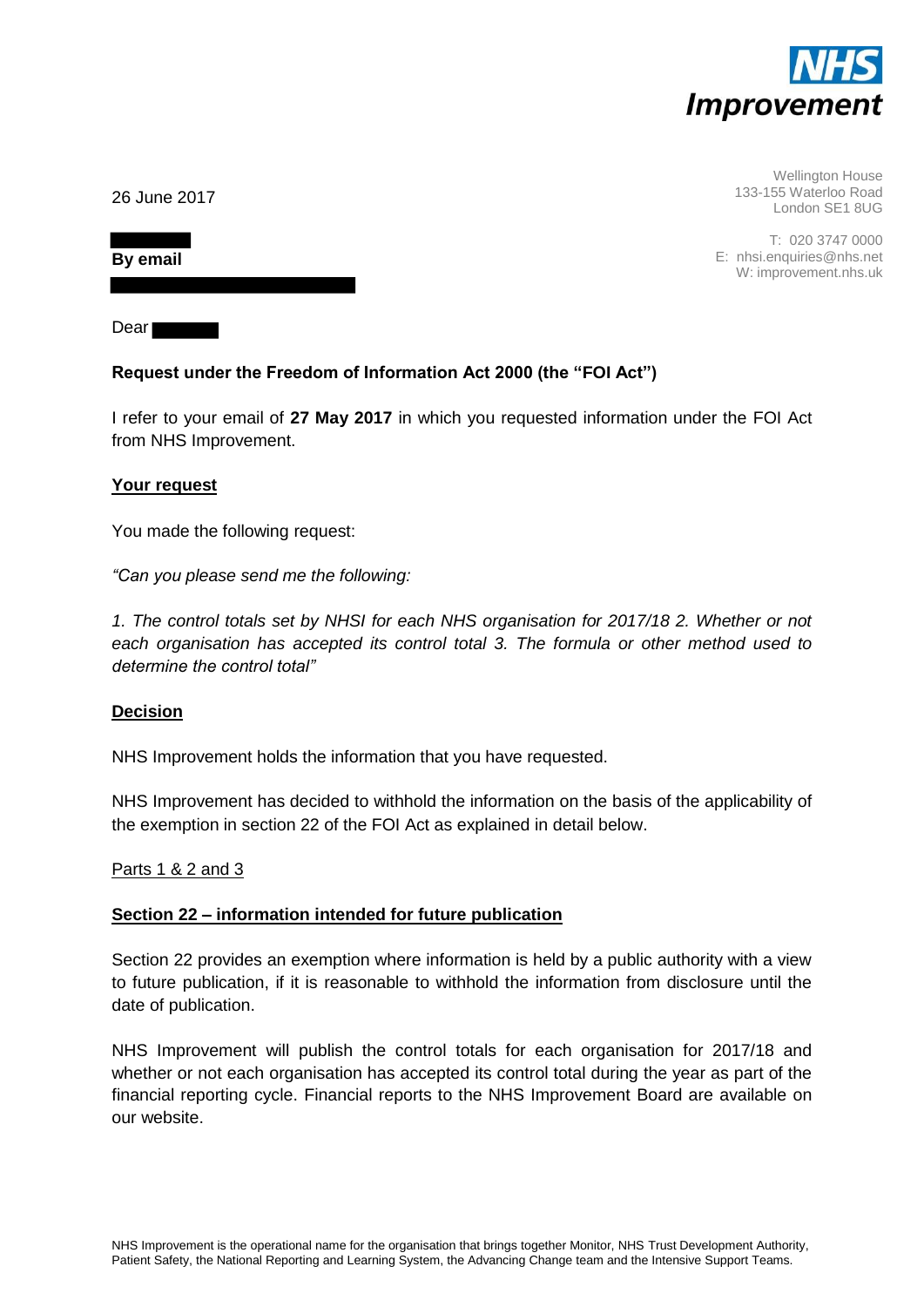**NHS Improvement**

Wellington House
133-155 Waterloo Road
London SE1 8UG

T: 020 3747 0000
E: nhsi.enquiries@nhs.net
W: improvement.nhs.uk

26 June 2017

**By email**

Dear

**Request under the Freedom of Information Act 2000 (the "FOI Act")**

I refer to your email of **27 May 2017** in which you requested information under the FOI Act from NHS Improvement.

**Your request**

You made the following request:

*"Can you please send me the following:*

*1. The control totals set by NHSI for each NHS organisation for 2017/18 2. Whether or not each organisation has accepted its control total 3. The formula or other method used to determine the control total"*

**Decision**

NHS Improvement holds the information that you have requested.

NHS Improvement has decided to withhold the information on the basis of the applicability of the exemption in section 22 of the FOI Act as explained in detail below.

Parts 1 & 2 and 3

**Section 22 – information intended for future publication**

Section 22 provides an exemption where information is held by a public authority with a view to future publication, if it is reasonable to withhold the information from disclosure until the date of publication.

NHS Improvement will publish the control totals for each organisation for 2017/18 and whether or not each organisation has accepted its control total during the year as part of the financial reporting cycle. Financial reports to the NHS Improvement Board are available on our website.

NHS Improvement is the operational name for the organisation that brings together Monitor, NHS Trust Development Authority, Patient Safety, the National Reporting and Learning System, the Advancing Change team and the Intensive Support Teams.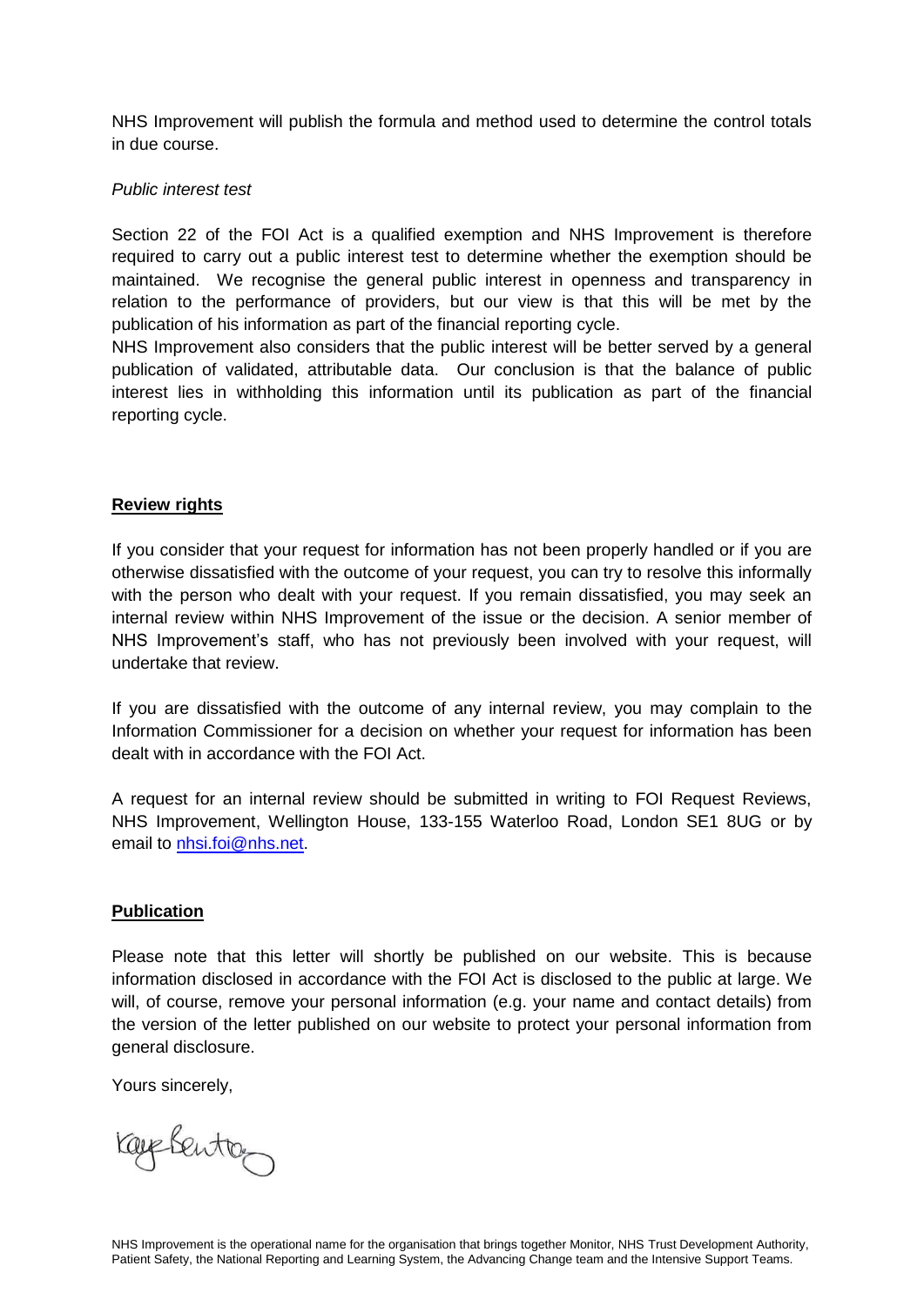NHS Improvement will publish the formula and method used to determine the control totals in due course.

*Public interest test*

Section 22 of the FOI Act is a qualified exemption and NHS Improvement is therefore required to carry out a public interest test to determine whether the exemption should be maintained. We recognise the general public interest in openness and transparency in relation to the performance of providers, but our view is that this will be met by the publication of his information as part of the financial reporting cycle.

NHS Improvement also considers that the public interest will be better served by a general publication of validated, attributable data. Our conclusion is that the balance of public interest lies in withholding this information until its publication as part of the financial reporting cycle.

**Review rights**

If you consider that your request for information has not been properly handled or if you are otherwise dissatisfied with the outcome of your request, you can try to resolve this informally with the person who dealt with your request. If you remain dissatisfied, you may seek an internal review within NHS Improvement of the issue or the decision. A senior member of NHS Improvement's staff, who has not previously been involved with your request, will undertake that review.

If you are dissatisfied with the outcome of any internal review, you may complain to the Information Commissioner for a decision on whether your request for information has been dealt with in accordance with the FOI Act.

A request for an internal review should be submitted in writing to FOI Request Reviews, NHS Improvement, Wellington House, 133-155 Waterloo Road, London SE1 8UG or by email to nhsi.foi@nhs.net.

**Publication**

Please note that this letter will shortly be published on our website. This is because information disclosed in accordance with the FOI Act is disclosed to the public at large. We will, of course, remove your personal information (e.g. your name and contact details) from the version of the letter published on our website to protect your personal information from general disclosure.

Yours sincerely,

Kaye Benton

NHS Improvement is the operational name for the organisation that brings together Monitor, NHS Trust Development Authority, Patient Safety, the National Reporting and Learning System, the Advancing Change team and the Intensive Support Teams.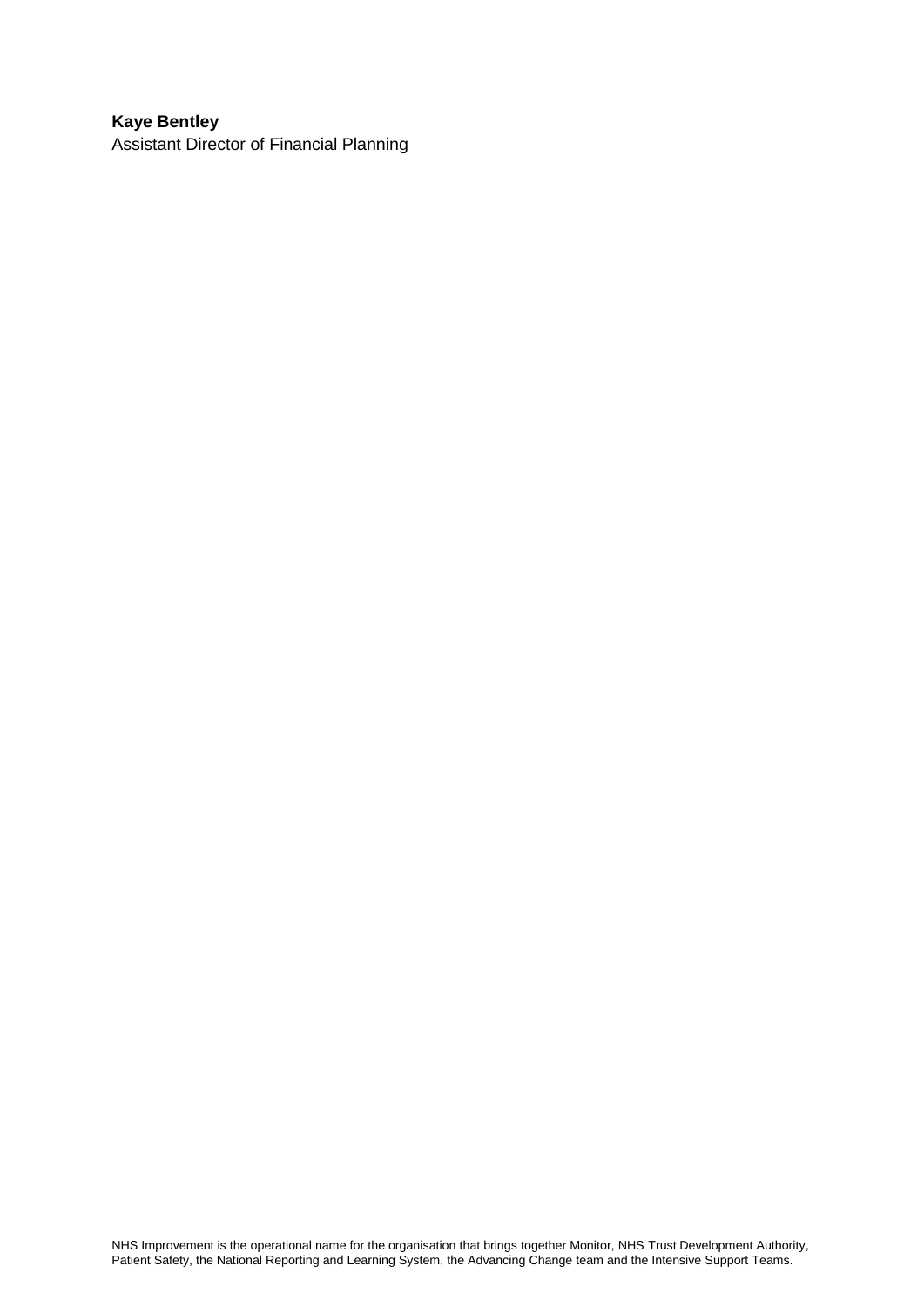**Kaye Bentley**
Assistant Director of Financial Planning

NHS Improvement is the operational name for the organisation that brings together Monitor, NHS Trust Development Authority, Patient Safety, the National Reporting and Learning System, the Advancing Change team and the Intensive Support Teams.